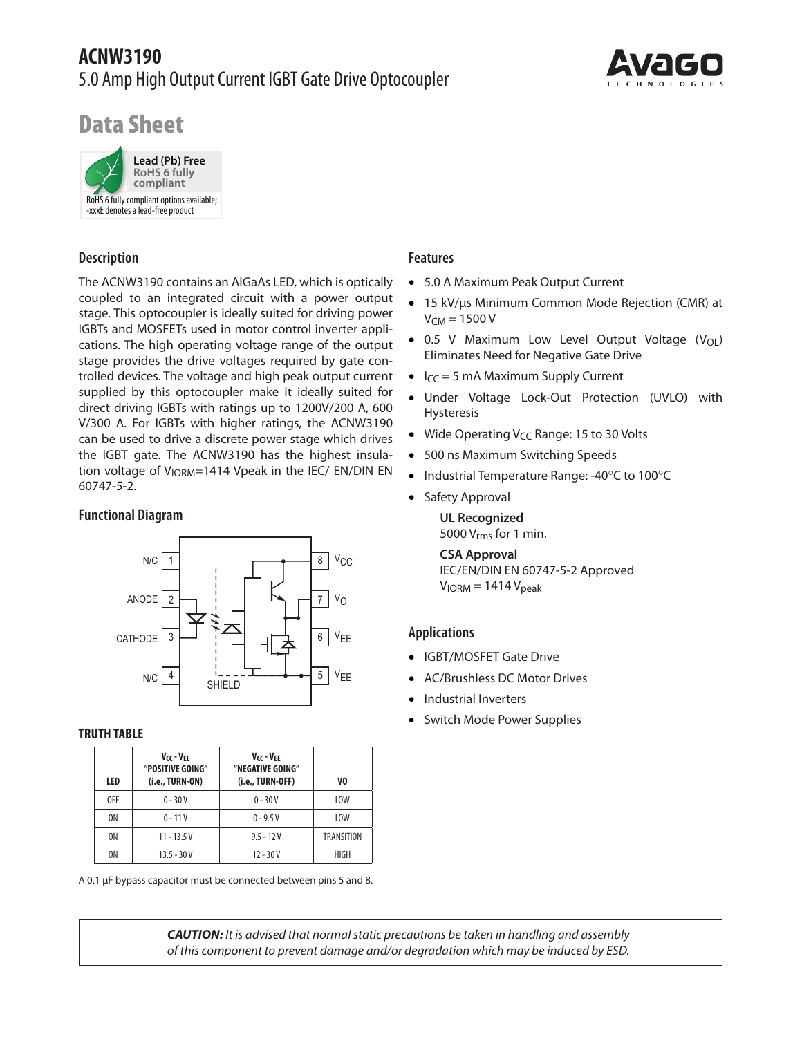# ACNW3190

## 5.0 Amp High Output Current IGBT Gate Drive Optocoupler

# Data Sheet

**Lead (Pb) Free**
RoHS 6 fully compliant

RoHS 6 fully compliant options available; -xxxE denotes a lead-free product

## Description

The ACNW3190 contains an AlGaAs LED, which is optically coupled to an integrated circuit with a power output stage. This optocoupler is ideally suited for driving power IGBTs and MOSFETs used in motor control inverter applications. The high operating voltage range of the output stage provides the drive voltages required by gate controlled devices. The voltage and high peak output current supplied by this optocoupler make it ideally suited for direct driving IGBTs with ratings up to 1200V/200 A, 600 V/300 A. For IGBTs with higher ratings, the ACNW3190 can be used to drive a discrete power stage which drives the IGBT gate. The ACNW3190 has the highest insulation voltage of $V_{IORM}$=1414 Vpeak in the IEC/ EN/DIN EN 60747-5-2.

## Functional Diagram

N/C 1, ANODE 2, CATHODE 3, N/C 4, SHIELD, 8 $V_{CC}$, 7 $V_O$, 6 $V_{EE}$, 5 $V_{EE}$

### TRUTH TABLE

| LED | $V_{CC}$ - $V_{EE}$ "POSITIVE GOING" (i.e., TURN-ON) | $V_{CC}$ - $V_{EE}$ "NEGATIVE GOING" (i.e., TURN-OFF) | VO |
|---|---|---|---|
| OFF | 0 - 30 V | 0 - 30 V | LOW |
| ON | 0 - 11 V | 0 - 9.5 V | LOW |
| ON | 11 - 13.5 V | 9.5 - 12 V | TRANSITION |
| ON | 13.5 - 30 V | 12 - 30 V | HIGH |

A 0.1 µF bypass capacitor must be connected between pins 5 and 8.

## Features

- 5.0 A Maximum Peak Output Current
- 15 kV/µs Minimum Common Mode Rejection (CMR) at $V_{CM}$ = 1500 V
- 0.5 V Maximum Low Level Output Voltage ($V_{OL}$) Eliminates Need for Negative Gate Drive
- $I_{CC}$ = 5 mA Maximum Supply Current
- Under Voltage Lock-Out Protection (UVLO) with Hysteresis
- Wide Operating $V_{CC}$ Range: 15 to 30 Volts
- 500 ns Maximum Switching Speeds
- Industrial Temperature Range: -40°C to 100°C
- Safety Approval

  **UL Recognized**
  5000 $V_{rms}$ for 1 min.

  **CSA Approval**
  IEC/EN/DIN EN 60747-5-2 Approved
  $V_{IORM}$ = 1414 $V_{peak}$

## Applications

- IGBT/MOSFET Gate Drive
- AC/Brushless DC Motor Drives
- Industrial Inverters
- Switch Mode Power Supplies

***CAUTION:*** *It is advised that normal static precautions be taken in handling and assembly of this component to prevent damage and/or degradation which may be induced by ESD.*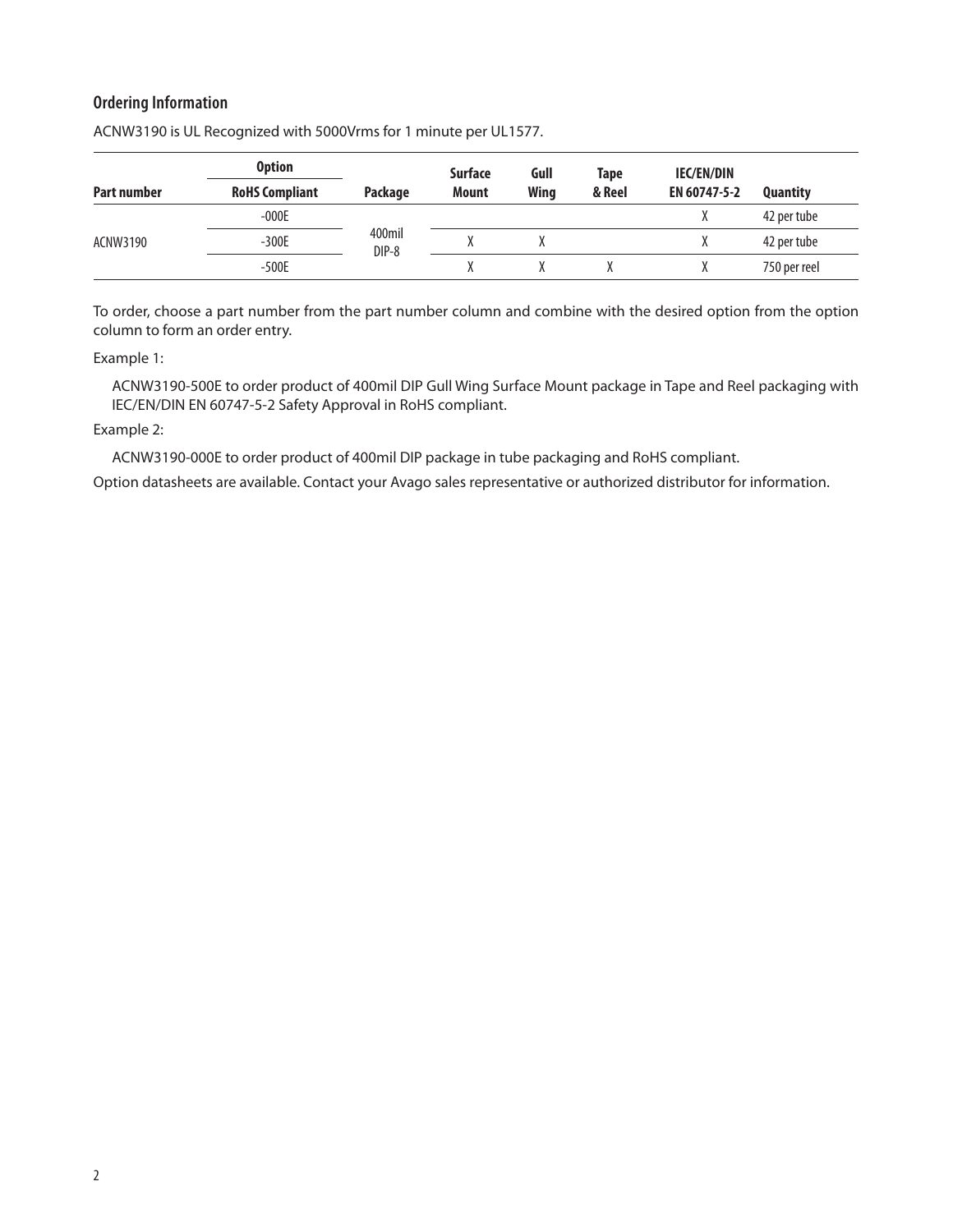### Ordering Information

ACNW3190 is UL Recognized with 5000Vrms for 1 minute per UL1577.

| Part number | Option | Package | Surface Mount | Gull Wing | Tape & Reel | IEC/EN/DIN EN 60747-5-2 | Quantity |
|---|---|---|---|---|---|---|---|
| | RoHS Compliant | | | | | | |
| ACNW3190 | -000E | 400mil DIP-8 | | | | X | 42 per tube |
| | -300E | | X | X | | X | 42 per tube |
| | -500E | | X | X | X | X | 750 per reel |

To order, choose a part number from the part number column and combine with the desired option from the option column to form an order entry.

Example 1:

ACNW3190-500E to order product of 400mil DIP Gull Wing Surface Mount package in Tape and Reel packaging with IEC/EN/DIN EN 60747-5-2 Safety Approval in RoHS compliant.

Example 2:

ACNW3190-000E to order product of 400mil DIP package in tube packaging and RoHS compliant.

Option datasheets are available. Contact your Avago sales representative or authorized distributor for information.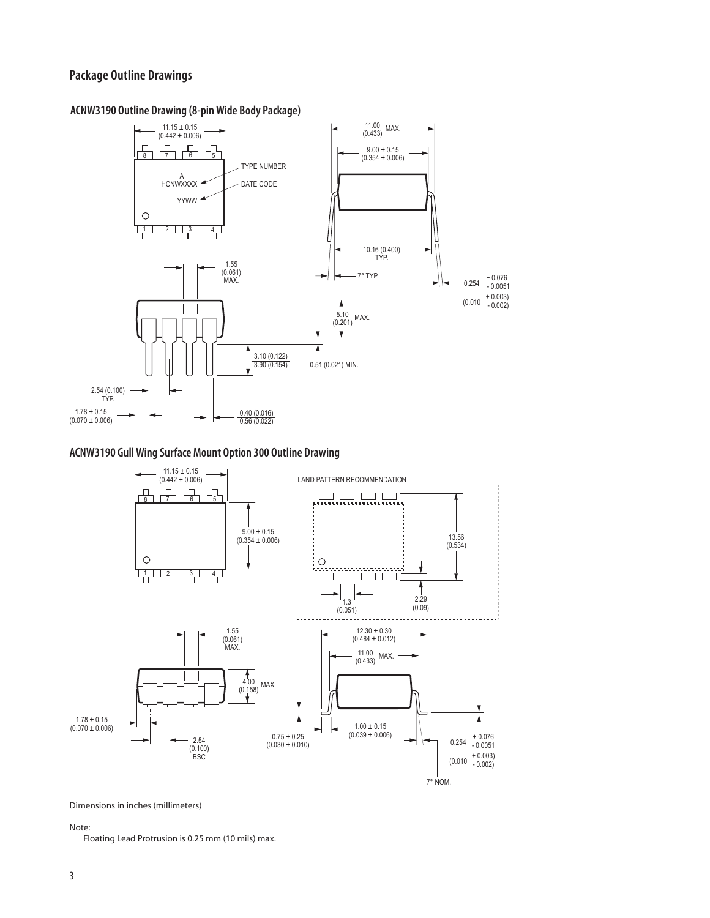## Package Outline Drawings

### ACNW3190 Outline Drawing (8-pin Wide Body Package)

11.15 ± 0.15 (0.442 ± 0.006)

11.00 (0.433) MAX.

9.00 ± 0.15 (0.354 ± 0.006)

TYPE NUMBER

A HCNWXXXX

DATE CODE

YYWW

10.16 (0.400) TYP.

1.55 (0.061) MAX.

7° TYP.

0.254 + 0.076 - 0.0051

(0.010 + 0.003) - 0.002)

5.10 (0.201) MAX.

3.10 (0.122) / 3.90 (0.154)

0.51 (0.021) MIN.

2.54 (0.100) TYP.

1.78 ± 0.15 (0.070 ± 0.006)

0.40 (0.016) / 0.56 (0.022)

### ACNW3190 Gull Wing Surface Mount Option 300 Outline Drawing

11.15 ± 0.15 (0.442 ± 0.006)

LAND PATTERN RECOMMENDATION

9.00 ± 0.15 (0.354 ± 0.006)

13.56 (0.534)

1.3 (0.051)

2.29 (0.09)

1.55 (0.061) MAX.

12.30 ± 0.30 (0.484 ± 0.012)

11.00 (0.433) MAX.

4.00 (0.158) MAX.

1.78 ± 0.15 (0.070 ± 0.006)

2.54 (0.100) BSC

0.75 ± 0.25 (0.030 ± 0.010)

1.00 ± 0.15 (0.039 ± 0.006)

0.254 + 0.076 - 0.0051

(0.010 + 0.003) - 0.002)

7° NOM.

Dimensions in inches (millimeters)

Note:
Floating Lead Protrusion is 0.25 mm (10 mils) max.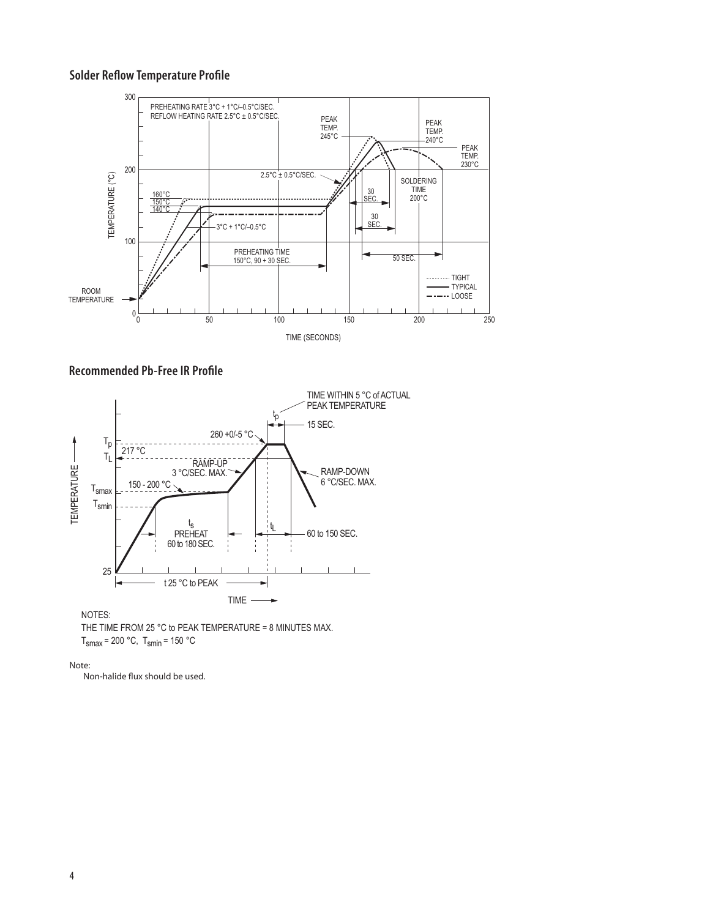## Solder Reflow Temperature Profile

PREHEATING RATE 3°C + 1°C/–0.5°C/SEC.
REFLOW HEATING RATE 2.5°C ± 0.5°C/SEC.

## Recommended Pb-Free IR Profile

NOTES:
THE TIME FROM 25 °C to PEAK TEMPERATURE = 8 MINUTES MAX.
$T_{smax}$ = 200 °C, $T_{smin}$ = 150 °C

Note:
Non-halide flux should be used.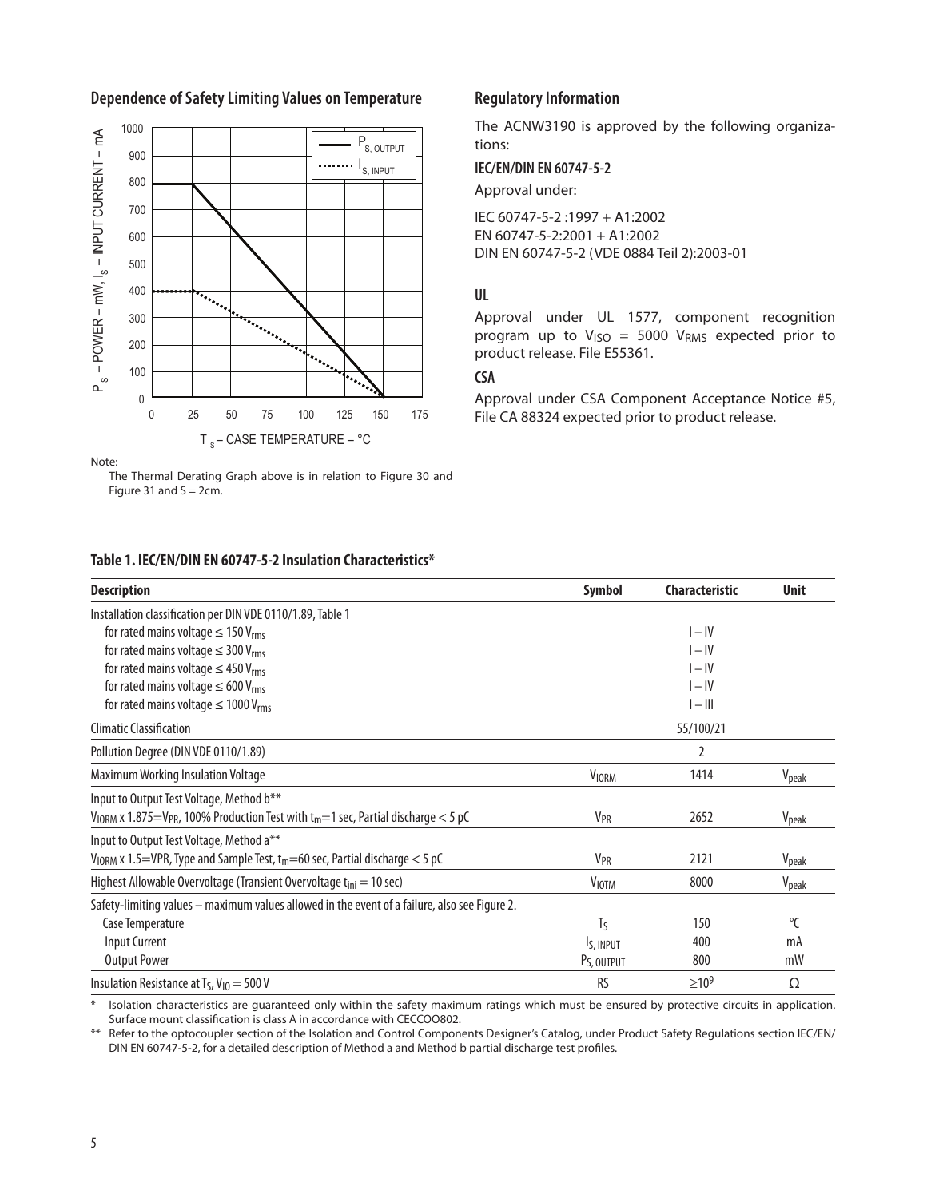## Dependence of Safety Limiting Values on Temperature

Note:

The Thermal Derating Graph above is in relation to Figure 30 and Figure 31 and S = 2cm.

## Regulatory Information

The ACNW3190 is approved by the following organizations:

### IEC/EN/DIN EN 60747-5-2

Approval under:

IEC 60747-5-2 :1997 + A1:2002
EN 60747-5-2:2001 + A1:2002
DIN EN 60747-5-2 (VDE 0884 Teil 2):2003-01

### UL

Approval under UL 1577, component recognition program up to $V_{ISO}$ = 5000 $V_{RMS}$ expected prior to product release. File E55361.

### CSA

Approval under CSA Component Acceptance Notice #5, File CA 88324 expected prior to product release.

### Table 1. IEC/EN/DIN EN 60747-5-2 Insulation Characteristics*

| Description | Symbol | Characteristic | Unit |
|---|---|---|---|
| Installation classification per DIN VDE 0110/1.89, Table 1 | | | |
| for rated mains voltage ≤ 150 $V_{rms}$ | | I – IV | |
| for rated mains voltage ≤ 300 $V_{rms}$ | | I – IV | |
| for rated mains voltage ≤ 450 $V_{rms}$ | | I – IV | |
| for rated mains voltage ≤ 600 $V_{rms}$ | | I – IV | |
| for rated mains voltage ≤ 1000 $V_{rms}$ | | I – III | |
| Climatic Classification | | 55/100/21 | |
| Pollution Degree (DIN VDE 0110/1.89) | | 2 | |
| Maximum Working Insulation Voltage | $V_{IORM}$ | 1414 | $V_{peak}$ |
| Input to Output Test Voltage, Method b** $V_{IORM}$ x 1.875=$V_{PR}$, 100% Production Test with $t_m$=1 sec, Partial discharge < 5 pC | $V_{PR}$ | 2652 | $V_{peak}$ |
| Input to Output Test Voltage, Method a** $V_{IORM}$ x 1.5=VPR, Type and Sample Test, $t_m$=60 sec, Partial discharge < 5 pC | $V_{PR}$ | 2121 | $V_{peak}$ |
| Highest Allowable Overvoltage (Transient Overvoltage $t_{ini}$ = 10 sec) | $V_{IOTM}$ | 8000 | $V_{peak}$ |
| Safety-limiting values – maximum values allowed in the event of a failure, also see Figure 2. | | | |
| Case Temperature | $T_S$ | 150 | °C |
| Input Current | $I_{S, INPUT}$ | 400 | mA |
| Output Power | $P_{S, OUTPUT}$ | 800 | mW |
| Insulation Resistance at $T_S$, $V_{IO}$ = 500 V | RS | $\geq 10^9$ | Ω |

\* Isolation characteristics are guaranteed only within the safety maximum ratings which must be ensured by protective circuits in application. Surface mount classification is class A in accordance with CECCOO802.

\*\* Refer to the optocoupler section of the Isolation and Control Components Designer's Catalog, under Product Safety Regulations section IEC/EN/DIN EN 60747-5-2, for a detailed description of Method a and Method b partial discharge test profiles.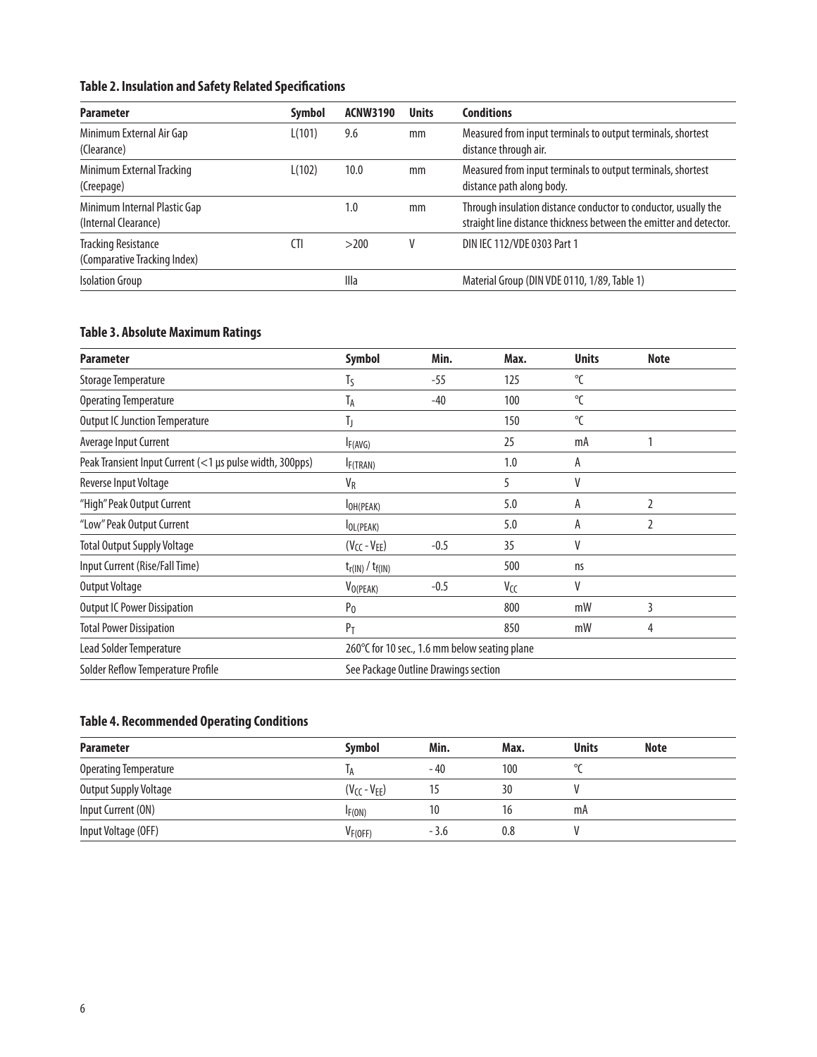### Table 2. Insulation and Safety Related Specifications

| Parameter | Symbol | ACNW3190 | Units | Conditions |
|---|---|---|---|---|
| Minimum External Air Gap (Clearance) | L(101) | 9.6 | mm | Measured from input terminals to output terminals, shortest distance through air. |
| Minimum External Tracking (Creepage) | L(102) | 10.0 | mm | Measured from input terminals to output terminals, shortest distance path along body. |
| Minimum Internal Plastic Gap (Internal Clearance) | | 1.0 | mm | Through insulation distance conductor to conductor, usually the straight line distance thickness between the emitter and detector. |
| Tracking Resistance (Comparative Tracking Index) | CTI | >200 | V | DIN IEC 112/VDE 0303 Part 1 |
| Isolation Group | | IIIa | | Material Group (DIN VDE 0110, 1/89, Table 1) |

### Table 3. Absolute Maximum Ratings

| Parameter | Symbol | Min. | Max. | Units | Note |
|---|---|---|---|---|---|
| Storage Temperature | $T_S$ | -55 | 125 | °C | |
| Operating Temperature | $T_A$ | -40 | 100 | °C | |
| Output IC Junction Temperature | $T_J$ | | 150 | °C | |
| Average Input Current | $I_{F(AVG)}$ | | 25 | mA | 1 |
| Peak Transient Input Current (<1 µs pulse width, 300pps) | $I_{F(TRAN)}$ | | 1.0 | A | |
| Reverse Input Voltage | $V_R$ | | 5 | V | |
| "High" Peak Output Current | $I_{OH(PEAK)}$ | | 5.0 | A | 2 |
| "Low" Peak Output Current | $I_{OL(PEAK)}$ | | 5.0 | A | 2 |
| Total Output Supply Voltage | $(V_{CC} - V_{EE})$ | -0.5 | 35 | V | |
| Input Current (Rise/Fall Time) | $t_{r(IN)} / t_{f(IN)}$ | | 500 | ns | |
| Output Voltage | $V_{O(PEAK)}$ | -0.5 | $V_{CC}$ | V | |
| Output IC Power Dissipation | $P_O$ | | 800 | mW | 3 |
| Total Power Dissipation | $P_T$ | | 850 | mW | 4 |
| Lead Solder Temperature | 260°C for 10 sec., 1.6 mm below seating plane | | | | |
| Solder Reflow Temperature Profile | See Package Outline Drawings section | | | | |

### Table 4. Recommended Operating Conditions

| Parameter | Symbol | Min. | Max. | Units | Note |
|---|---|---|---|---|---|
| Operating Temperature | $T_A$ | - 40 | 100 | °C | |
| Output Supply Voltage | $(V_{CC} - V_{EE})$ | 15 | 30 | V | |
| Input Current (ON) | $I_{F(ON)}$ | 10 | 16 | mA | |
| Input Voltage (OFF) | $V_{F(OFF)}$ | - 3.6 | 0.8 | V | |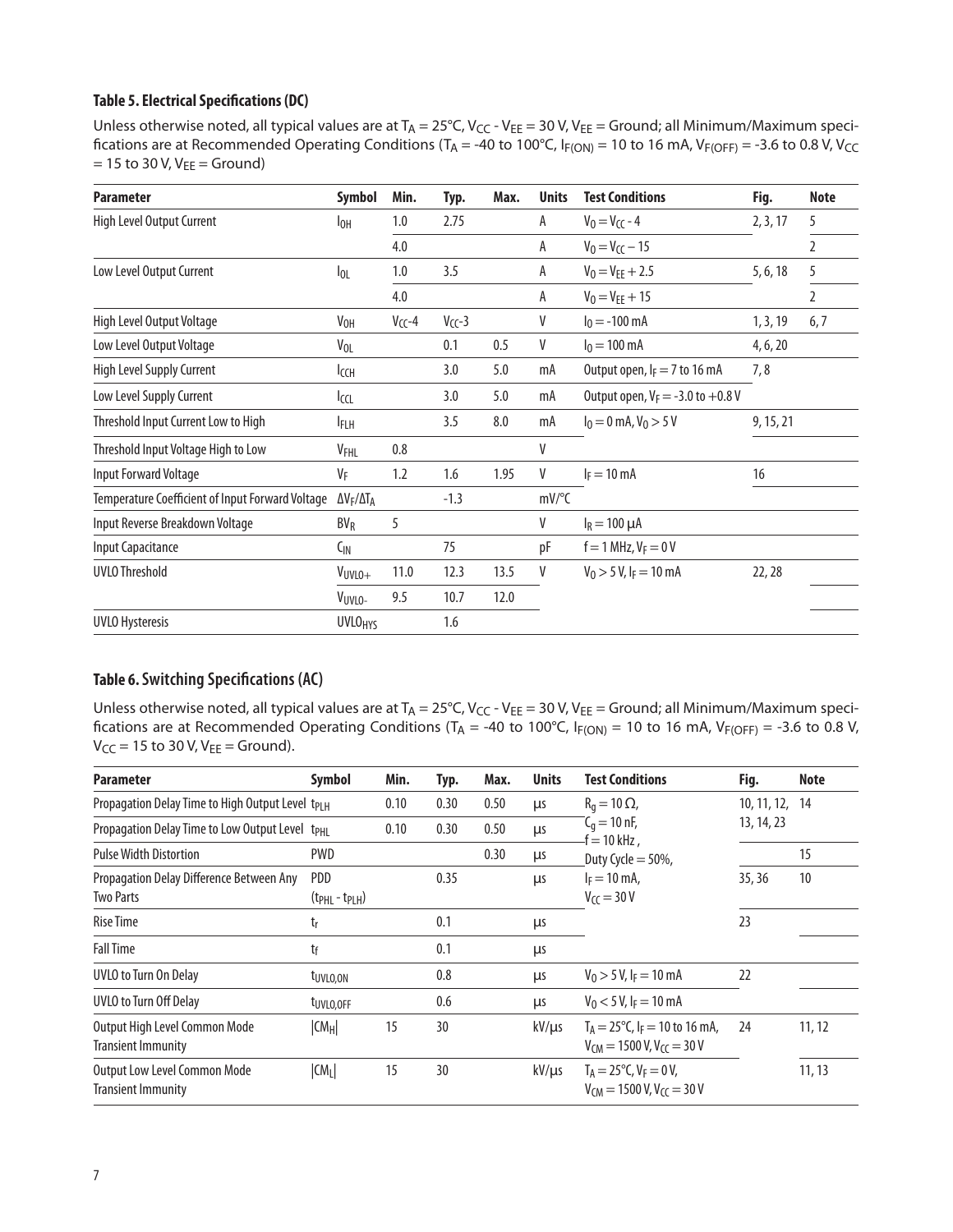### Table 5. Electrical Specifications (DC)

Unless otherwise noted, all typical values are at $T_A = 25°C$, $V_{CC} - V_{EE} = 30$ V, $V_{EE}$ = Ground; all Minimum/Maximum specifications are at Recommended Operating Conditions ($T_A$ = -40 to 100°C, $I_{F(ON)}$ = 10 to 16 mA, $V_{F(OFF)}$ = -3.6 to 0.8 V, $V_{CC}$ = 15 to 30 V, $V_{EE}$ = Ground)

| Parameter | Symbol | Min. | Typ. | Max. | Units | Test Conditions | Fig. | Note |
|---|---|---|---|---|---|---|---|---|
| High Level Output Current | $I_{OH}$ | 1.0 | 2.75 | | A | $V_O = V_{CC} - 4$ | 2, 3, 17 | 5 |
| | | 4.0 | | | A | $V_O = V_{CC} - 15$ | | 2 |
| Low Level Output Current | $I_{OL}$ | 1.0 | 3.5 | | A | $V_O = V_{EE} + 2.5$ | 5, 6, 18 | 5 |
| | | 4.0 | | | A | $V_O = V_{EE} + 15$ | | 2 |
| High Level Output Voltage | $V_{OH}$ | $V_{CC}$-4 | $V_{CC}$-3 | | V | $I_O$ = -100 mA | 1, 3, 19 | 6, 7 |
| Low Level Output Voltage | $V_{OL}$ | | 0.1 | 0.5 | V | $I_O$ = 100 mA | 4, 6, 20 | |
| High Level Supply Current | $I_{CCH}$ | | 3.0 | 5.0 | mA | Output open, $I_F$ = 7 to 16 mA | 7, 8 | |
| Low Level Supply Current | $I_{CCL}$ | | 3.0 | 5.0 | mA | Output open, $V_F$ = -3.0 to +0.8 V | | |
| Threshold Input Current Low to High | $I_{FLH}$ | | 3.5 | 8.0 | mA | $I_O$ = 0 mA, $V_O$ > 5 V | 9, 15, 21 | |
| Threshold Input Voltage High to Low | $V_{FHL}$ | 0.8 | | | V | | | |
| Input Forward Voltage | $V_F$ | 1.2 | 1.6 | 1.95 | V | $I_F$ = 10 mA | 16 | |
| Temperature Coefficient of Input Forward Voltage | $\Delta V_F/\Delta T_A$ | | -1.3 | | mV/°C | | | |
| Input Reverse Breakdown Voltage | $BV_R$ | 5 | | | V | $I_R$ = 100 μA | | |
| Input Capacitance | $C_{IN}$ | | 75 | | pF | f = 1 MHz, $V_F$ = 0 V | | |
| UVLO Threshold | $V_{UVLO+}$ | 11.0 | 12.3 | 13.5 | V | $V_O$ > 5 V, $I_F$ = 10 mA | 22, 28 | |
| | $V_{UVLO-}$ | 9.5 | 10.7 | 12.0 | | | | |
| UVLO Hysteresis | $UVLO_{HYS}$ | | 1.6 | | | | | |

### Table 6. Switching Specifications (AC)

Unless otherwise noted, all typical values are at $T_A = 25°C$, $V_{CC} - V_{EE} = 30$ V, $V_{EE}$ = Ground; all Minimum/Maximum specifications are at Recommended Operating Conditions ($T_A$ = -40 to 100°C, $I_{F(ON)}$ = 10 to 16 mA, $V_{F(OFF)}$ = -3.6 to 0.8 V, $V_{CC}$ = 15 to 30 V, $V_{EE}$ = Ground).

| Parameter | Symbol | Min. | Typ. | Max. | Units | Test Conditions | Fig. | Note |
|---|---|---|---|---|---|---|---|---|
| Propagation Delay Time to High Output Level | $t_{PLH}$ | 0.10 | 0.30 | 0.50 | μs | $R_g$ = 10 Ω, $C_g$ = 10 nF, f = 10 kHz, Duty Cycle = 50%, $I_F$ = 10 mA, $V_{CC}$ = 30 V | 10, 11, 12, 13, 14, 23 | 14 |
| Propagation Delay Time to Low Output Level | $t_{PHL}$ | 0.10 | 0.30 | 0.50 | μs | | | |
| Pulse Width Distortion | PWD | | | 0.30 | μs | | | 15 |
| Propagation Delay Difference Between Any Two Parts | PDD ($t_{PHL} - t_{PLH}$) | | 0.35 | | μs | | 35, 36 | 10 |
| Rise Time | $t_r$ | | 0.1 | | μs | | 23 | |
| Fall Time | $t_f$ | | 0.1 | | μs | | | |
| UVLO to Turn On Delay | $t_{UVLO,ON}$ | | 0.8 | | μs | $V_O$ > 5 V, $I_F$ = 10 mA | 22 | |
| UVLO to Turn Off Delay | $t_{UVLO,OFF}$ | | 0.6 | | μs | $V_O$ < 5 V, $I_F$ = 10 mA | | |
| Output High Level Common Mode Transient Immunity | $\|CM_H\|$ | 15 | 30 | | kV/μs | $T_A$ = 25°C, $I_F$ = 10 to 16 mA, $V_{CM}$ = 1500 V, $V_{CC}$ = 30 V | 24 | 11, 12 |
| Output Low Level Common Mode Transient Immunity | $\|CM_L\|$ | 15 | 30 | | kV/μs | $T_A$ = 25°C, $V_F$ = 0 V, $V_{CM}$ = 1500 V, $V_{CC}$ = 30 V | | 11, 13 |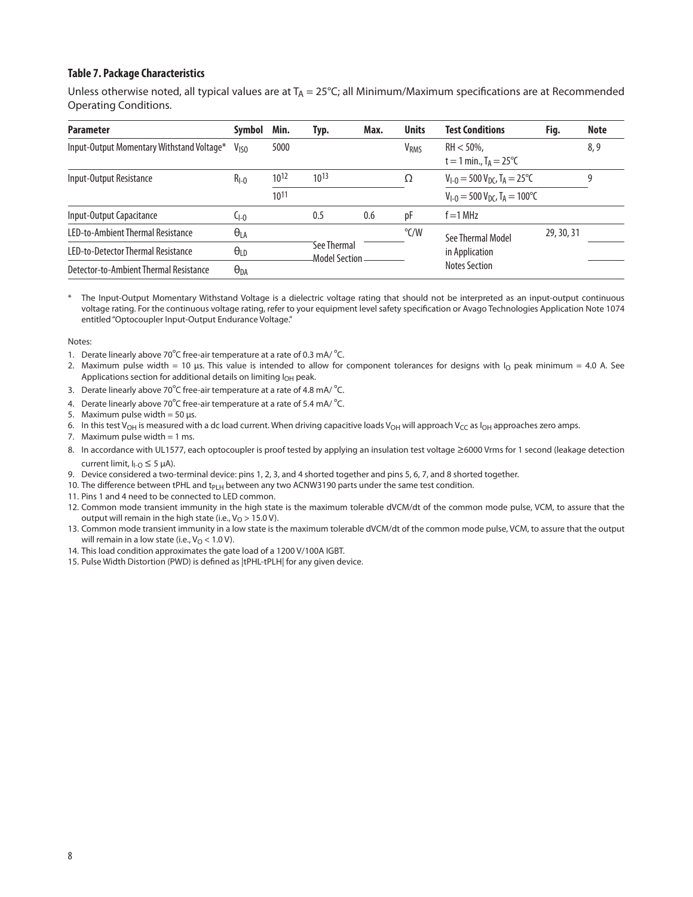### Table 7. Package Characteristics

Unless otherwise noted, all typical values are at $T_A$ = 25°C; all Minimum/Maximum specifications are at Recommended Operating Conditions.

| Parameter | Symbol | Min. | Typ. | Max. | Units | Test Conditions | Fig. | Note |
|---|---|---|---|---|---|---|---|---|
| Input-Output Momentary Withstand Voltage* | $V_{ISO}$ | 5000 | | | $V_{RMS}$ | RH < 50%, t = 1 min., $T_A$ = 25°C | | 8, 9 |
| Input-Output Resistance | $R_{I-O}$ | $10^{12}$ | $10^{13}$ | | Ω | $V_{I-O}$ = 500 $V_{DC}$, $T_A$ = 25°C | | 9 |
| | | $10^{11}$ | | | | $V_{I-O}$ = 500 $V_{DC}$, $T_A$ = 100°C | | |
| Input-Output Capacitance | $C_{I-O}$ | | 0.5 | 0.6 | pF | f =1 MHz | | |
| LED-to-Ambient Thermal Resistance | $\theta_{LA}$ | | See Thermal Model Section | | °C/W | See Thermal Model in Application Notes Section | 29, 30, 31 | |
| LED-to-Detector Thermal Resistance | $\theta_{LD}$ | | | | | | | |
| Detector-to-Ambient Thermal Resistance | $\theta_{DA}$ | | | | | | | |

\* The Input-Output Momentary Withstand Voltage is a dielectric voltage rating that should not be interpreted as an input-output continuous voltage rating. For the continuous voltage rating, refer to your equipment level safety specification or Avago Technologies Application Note 1074 entitled "Optocoupler Input-Output Endurance Voltage."

Notes:

1. Derate linearly above 70°C free-air temperature at a rate of 0.3 mA/ °C.
2. Maximum pulse width = 10 µs. This value is intended to allow for component tolerances for designs with $I_O$ peak minimum = 4.0 A. See Applications section for additional details on limiting $I_{OH}$ peak.
3. Derate linearly above 70°C free-air temperature at a rate of 4.8 mA/ °C.
4. Derate linearly above 70°C free-air temperature at a rate of 5.4 mA/ °C.
5. Maximum pulse width = 50 µs.
6. In this test $V_{OH}$ is measured with a dc load current. When driving capacitive loads $V_{OH}$ will approach $V_{CC}$ as $I_{OH}$ approaches zero amps.
7. Maximum pulse width = 1 ms.
8. In accordance with UL1577, each optocoupler is proof tested by applying an insulation test voltage ≥6000 Vrms for 1 second (leakage detection current limit, $I_{I-O}$ ≤ 5 µA).
9. Device considered a two-terminal device: pins 1, 2, 3, and 4 shorted together and pins 5, 6, 7, and 8 shorted together.
10. The difference between tPHL and $t_{PLH}$ between any two ACNW3190 parts under the same test condition.
11. Pins 1 and 4 need to be connected to LED common.
12. Common mode transient immunity in the high state is the maximum tolerable dVCM/dt of the common mode pulse, VCM, to assure that the output will remain in the high state (i.e., $V_O$ > 15.0 V).
13. Common mode transient immunity in a low state is the maximum tolerable dVCM/dt of the common mode pulse, VCM, to assure that the output will remain in a low state (i.e., $V_O$ < 1.0 V).
14. This load condition approximates the gate load of a 1200 V/100A IGBT.
15. Pulse Width Distortion (PWD) is defined as |tPHL-tPLH| for any given device.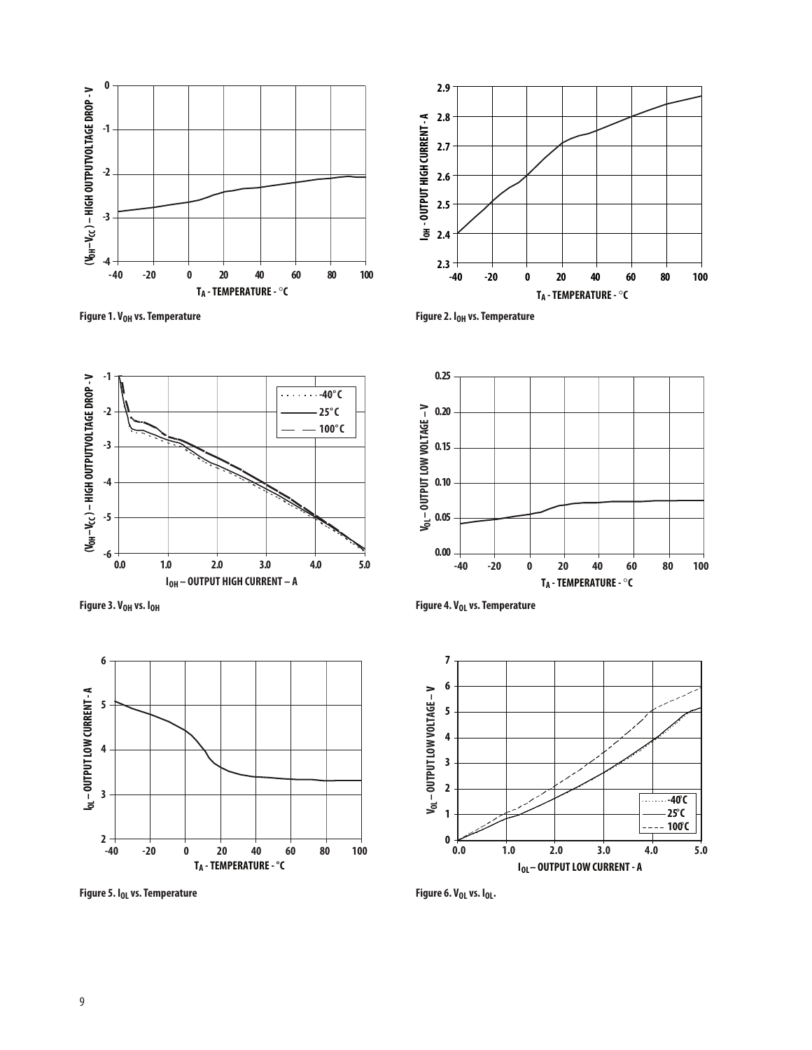Figure 1. $V_{OH}$ vs. Temperature

Figure 2. $I_{OH}$ vs. Temperature

Figure 3. $V_{OH}$ vs. $I_{OH}$

Figure 4. $V_{OL}$ vs. Temperature

Figure 5. $I_{OL}$ vs. Temperature

Figure 6. $V_{OL}$ vs. $I_{OL}$.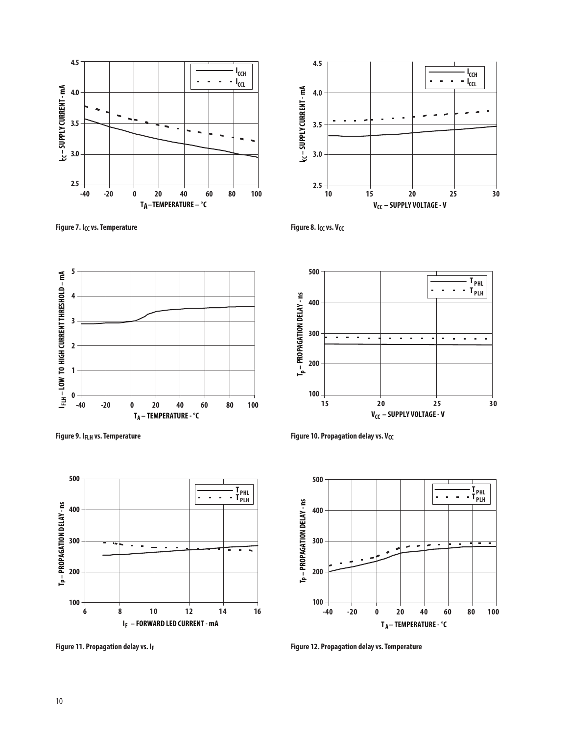Figure 7. $I_{CC}$ vs. Temperature

Figure 8. $I_{CC}$ vs. $V_{CC}$

Figure 9. $I_{FLH}$ vs. Temperature

Figure 10. Propagation delay vs. $V_{CC}$

Figure 11. Propagation delay vs. $I_F$

Figure 12. Propagation delay vs. Temperature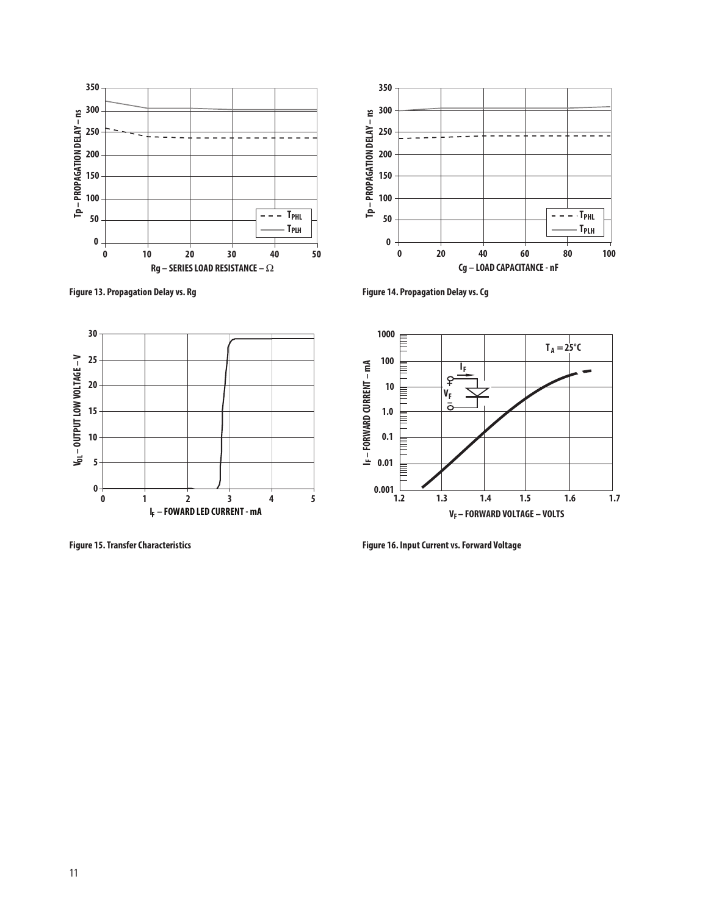Figure 13. Propagation Delay vs. Rg

Figure 14. Propagation Delay vs. Cg

Figure 15. Transfer Characteristics

Figure 16. Input Current vs. Forward Voltage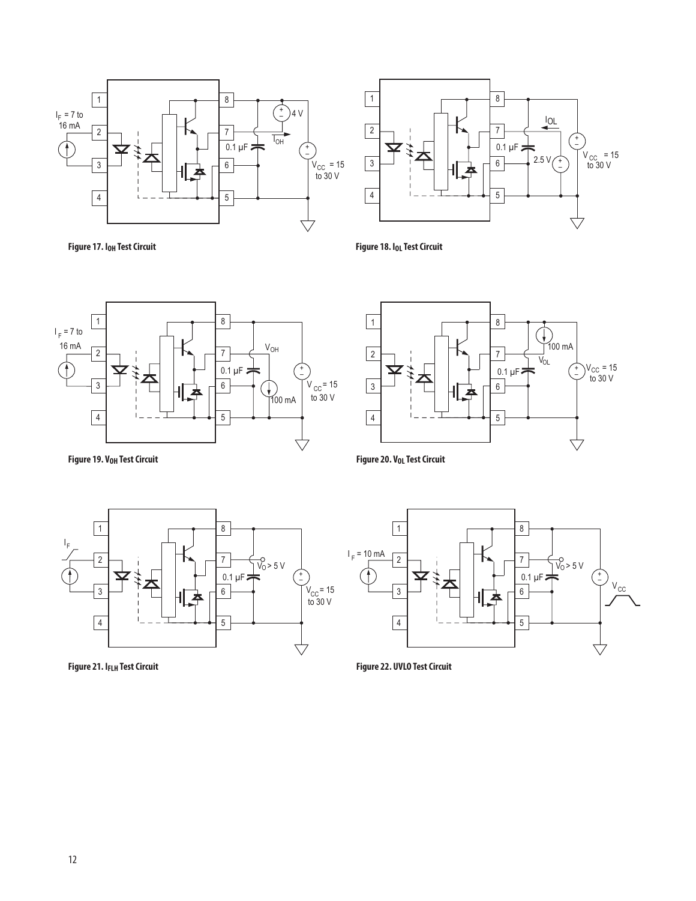Figure 17. $I_{OH}$ Test Circuit

Figure 18. $I_{OL}$ Test Circuit

Figure 19. $V_{OH}$ Test Circuit

Figure 20. $V_{OL}$ Test Circuit

Figure 21. $I_{FLH}$ Test Circuit

Figure 22. UVLO Test Circuit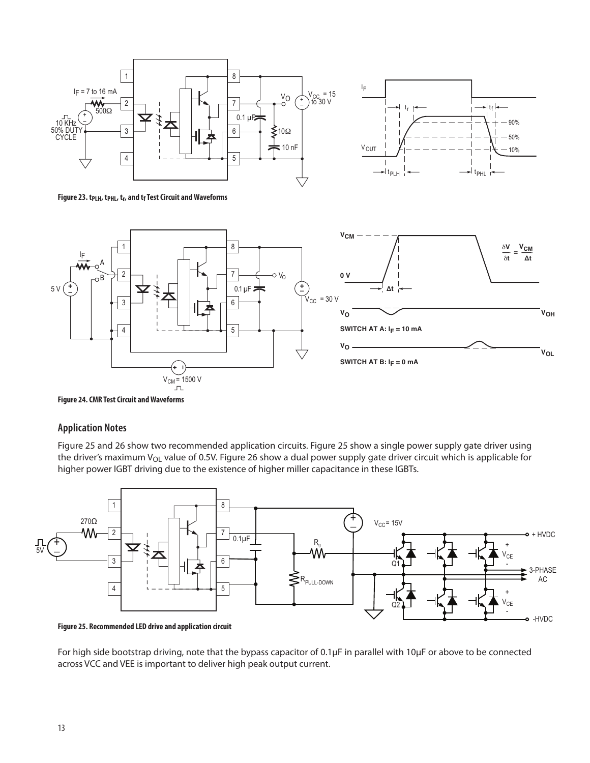**Figure 23. $t_{PLH}$, $t_{PHL}$, $t_r$, and $t_f$ Test Circuit and Waveforms**

**Figure 24. CMR Test Circuit and Waveforms**

## Application Notes

Figure 25 and 26 show two recommended application circuits. Figure 25 show a single power supply gate driver using the driver's maximum $V_{OL}$ value of 0.5V. Figure 26 show a dual power supply gate driver circuit which is applicable for higher power IGBT driving due to the existence of higher miller capacitance in these IGBTs.

**Figure 25. Recommended LED drive and application circuit**

For high side bootstrap driving, note that the bypass capacitor of 0.1µF in parallel with 10µF or above to be connected across VCC and VEE is important to deliver high peak output current.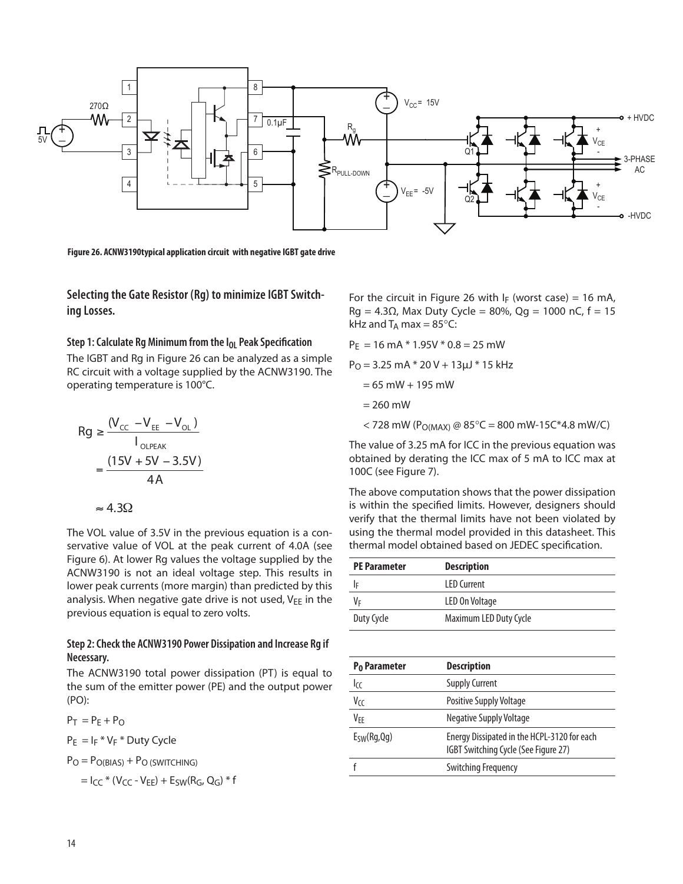Figure 26. ACNW3190typical application circuit with negative IGBT gate drive

## Selecting the Gate Resistor (Rg) to minimize IGBT Switching Losses.

### Step 1: Calculate Rg Minimum from the $I_{OL}$ Peak Specification

The IGBT and Rg in Figure 26 can be analyzed as a simple RC circuit with a voltage supplied by the ACNW3190. The operating temperature is 100°C.

$$Rg \geq \frac{(V_{CC} - V_{EE} - V_{OL})}{I_{OLPEAK}}$$

$$= \frac{(15V + 5V - 3.5V)}{4A}$$

$$\approx 4.3\Omega$$

The VOL value of 3.5V in the previous equation is a conservative value of VOL at the peak current of 4.0A (see Figure 6). At lower Rg values the voltage supplied by the ACNW3190 is not an ideal voltage step. This results in lower peak currents (more margin) than predicted by this analysis. When negative gate drive is not used, $V_{EE}$ in the previous equation is equal to zero volts.

### Step 2: Check the ACNW3190 Power Dissipation and Increase Rg if Necessary.

The ACNW3190 total power dissipation (PT) is equal to the sum of the emitter power (PE) and the output power (PO):

$P_T = P_E + P_O$

$P_E = I_F * V_F * \text{Duty Cycle}$

$P_O = P_{O(BIAS)} + P_{O\,(SWITCHING)}$

$= I_{CC} * (V_{CC} - V_{EE}) + E_{SW}(R_G, Q_G) * f$

For the circuit in Figure 26 with $I_F$ (worst case) = 16 mA, Rg = 4.3Ω, Max Duty Cycle = 80%, Qg = 1000 nC, f = 15 kHz and $T_A$ max = 85°C:

$P_E = 16\text{ mA} * 1.95V * 0.8 = 25\text{ mW}$

$P_O = 3.25\text{ mA} * 20\text{ V} + 13\mu\text{J} * 15\text{ kHz}$

$= 65\text{ mW} + 195\text{ mW}$

$= 260\text{ mW}$

$< 728\text{ mW}$ ($P_{O(MAX)}$ @ 85°C = 800 mW-15C*4.8 mW/C)

The value of 3.25 mA for ICC in the previous equation was obtained by derating the ICC max of 5 mA to ICC max at 100C (see Figure 7).

The above computation shows that the power dissipation is within the specified limits. However, designers should verify that the thermal limits have not been violated by using the thermal model provided in this datasheet. This thermal model obtained based on JEDEC specification.

| PE Parameter | Description |
|---|---|
| $I_F$ | LED Current |
| $V_F$ | LED On Voltage |
| Duty Cycle | Maximum LED Duty Cycle |

| $P_O$ Parameter | Description |
|---|---|
| $I_{CC}$ | Supply Current |
| $V_{CC}$ | Positive Supply Voltage |
| $V_{EE}$ | Negative Supply Voltage |
| $E_{SW}$(Rg,Qg) | Energy Dissipated in the HCPL-3120 for each IGBT Switching Cycle (See Figure 27) |
| f | Switching Frequency |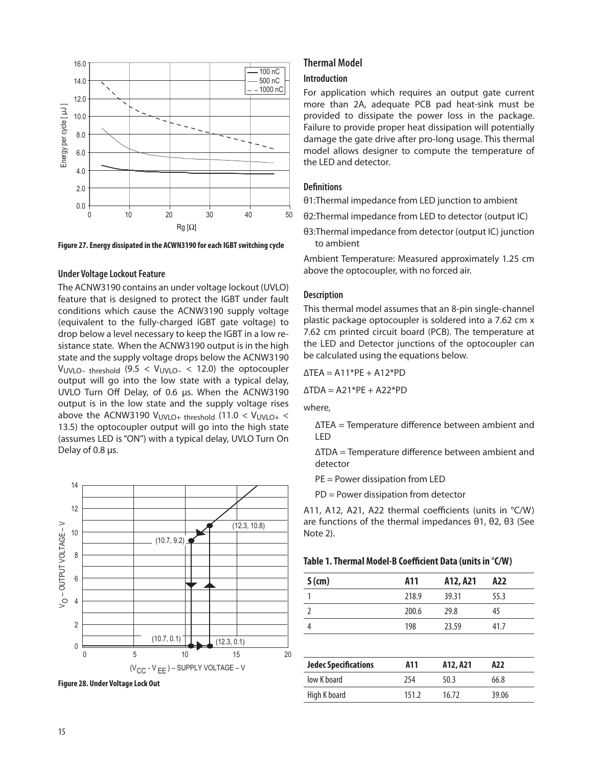Figure 27. Energy dissipated in the ACWN3190 for each IGBT switching cycle

### Under Voltage Lockout Feature

The ACNW3190 contains an under voltage lockout (UVLO) feature that is designed to protect the IGBT under fault conditions which cause the ACNW3190 supply voltage (equivalent to the fully-charged IGBT gate voltage) to drop below a level necessary to keep the IGBT in a low resistance state. When the ACNW3190 output is in the high state and the supply voltage drops below the ACNW3190 $V_{UVLO-\ threshold}$ ($9.5 < V_{UVLO-} < 12.0$) the optocoupler output will go into the low state with a typical delay, UVLO Turn Off Delay, of 0.6 µs. When the ACNW3190 output is in the low state and the supply voltage rises above the ACNW3190 $V_{UVLO+\ threshold}$ ($11.0 < V_{UVLO+} < 13.5$) the optocoupler output will go into the high state (assumes LED is "ON") with a typical delay, UVLO Turn On Delay of 0.8 µs.

Figure 28. Under Voltage Lock Out

## Thermal Model

### Introduction

For application which requires an output gate current more than 2A, adequate PCB pad heat-sink must be provided to dissipate the power loss in the package. Failure to provide proper heat dissipation will potentially damage the gate drive after pro-long usage. This thermal model allows designer to compute the temperature of the LED and detector.

### Definitions

θ1:Thermal impedance from LED junction to ambient

θ2:Thermal impedance from LED to detector (output IC)

θ3:Thermal impedance from detector (output IC) junction to ambient

Ambient Temperature: Measured approximately 1.25 cm above the optocoupler, with no forced air.

### Description

This thermal model assumes that an 8-pin single-channel plastic package optocoupler is soldered into a 7.62 cm x 7.62 cm printed circuit board (PCB). The temperature at the LED and Detector junctions of the optocoupler can be calculated using the equations below.

$\Delta TEA = A11*PE + A12*PD$

$\Delta TDA = A21*PE + A22*PD$

where,

ΔTEA = Temperature difference between ambient and LED

ΔTDA = Temperature difference between ambient and detector

PE = Power dissipation from LED

PD = Power dissipation from detector

A11, A12, A21, A22 thermal coefficients (units in °C/W) are functions of the thermal impedances θ1, θ2, θ3 (See Note 2).

**Table 1. Thermal Model-B Coefficient Data (units in °C/W)**

| S (cm) | A11 | A12, A21 | A22 |
|---|---|---|---|
| 1 | 218.9 | 39.31 | 55.3 |
| 2 | 200.6 | 29.8 | 45 |
| 4 | 198 | 23.59 | 41.7 |

| Jedec Specifications | A11 | A12, A21 | A22 |
|---|---|---|---|
| low K board | 254 | 50.3 | 66.8 |
| High K board | 151.2 | 16.72 | 39.06 |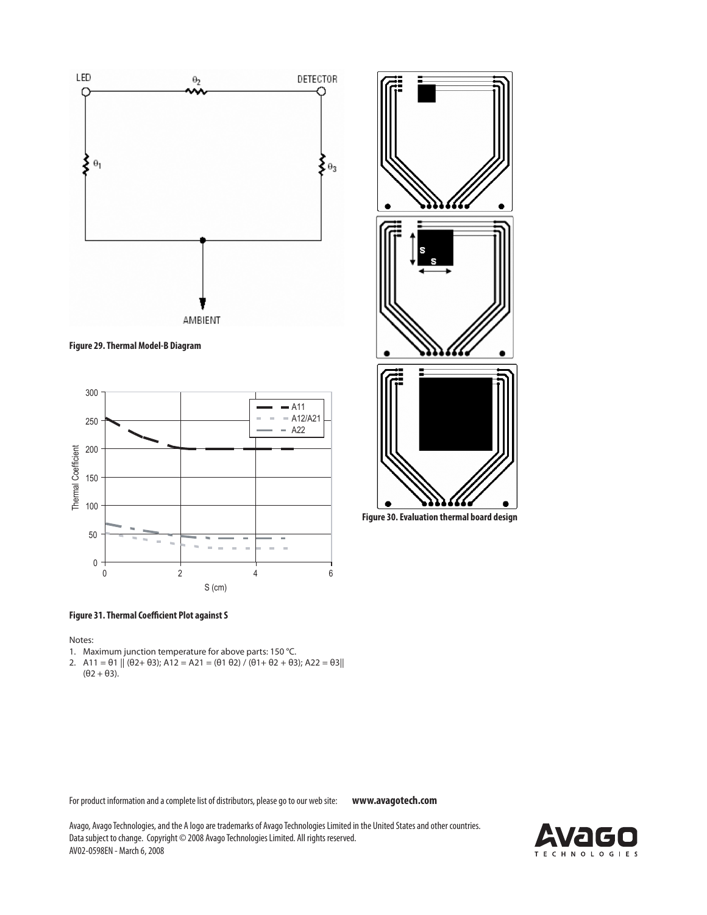LED

$\theta_2$

DETECTOR

$\theta_1$

$\theta_3$

AMBIENT

Figure 29. Thermal Model-B Diagram

S

S

Figure 30. Evaluation thermal board design

300
250
200
150
100
50
0

Thermal Coefficient

0
2
4
6

S (cm)

A11
A12/A21
A22

Figure 31. Thermal Coefficient Plot against S

Notes:

1. Maximum junction temperature for above parts: 150 °C.
2. $A11 = \theta1 \,||\, (\theta2 + \theta3)$; $A12 = A21 = (\theta1\ \theta2) / (\theta1 + \theta2 + \theta3)$; $A22 = \theta3 \,||\, (\theta2 + \theta3)$.

For product information and a complete list of distributors, please go to our web site: **www.avagotech.com**

Avago, Avago Technologies, and the A logo are trademarks of Avago Technologies Limited in the United States and other countries.
Data subject to change. Copyright © 2008 Avago Technologies Limited. All rights reserved.
AV02-0598EN - March 6, 2008